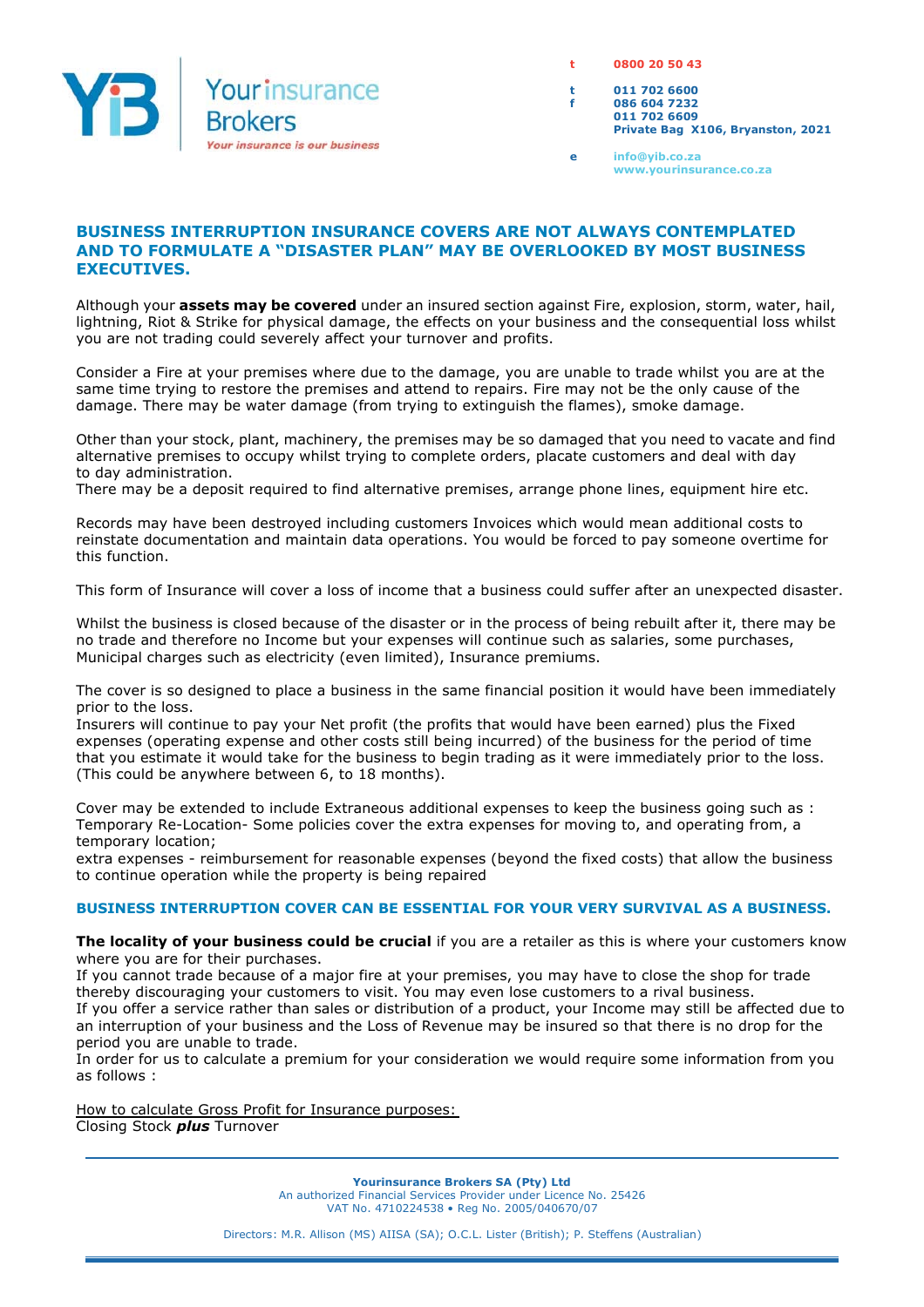# BUSINESS INTERRUPTION INSURANCE COVERS ARE NOT ALWAYS CONTEMPLATED AND TO FORMULATE A "DISASTER PLAN" MAY BE OVERLOOKED BY MOST BUSINESS EXECUTIVES.

Although your **assets may be covered** under an insured section against Fire, explosion, storm, water, hail, lightning, Riot & Strike for physical damage, the effects on your business and the consequential loss whilst you are not trading could severely affect your turnover and profits.

Consider a Fire at your premises where due to the damage, you are unable to trade whilst you are at the same time trying to restore the premises and attend to repairs. Fire may not be the only cause of the damage. There may be water damage (from trying to extinguish the flames), smoke damage.

Other than your stock, plant, machinery, the premises may be so damaged that you need to vacate and find alternative premises to occupy whilst trying to complete orders, placate customers and deal with day to day administration.
There may be a deposit required to find alternative premises, arrange phone lines, equipment hire etc.

Records may have been destroyed including customers Invoices which would mean additional costs to reinstate documentation and maintain data operations. You would be forced to pay someone overtime for this function.

This form of Insurance will cover a loss of income that a business could suffer after an unexpected disaster.

Whilst the business is closed because of the disaster or in the process of being rebuilt after it, there may be no trade and therefore no Income but your expenses will continue such as salaries, some purchases, Municipal charges such as electricity (even limited), Insurance premiums.

The cover is so designed to place a business in the same financial position it would have been immediately prior to the loss.
Insurers will continue to pay your Net profit (the profits that would have been earned) plus the Fixed expenses (operating expense and other costs still being incurred) of the business for the period of time that you estimate it would take for the business to begin trading as it were immediately prior to the loss. (This could be anywhere between 6, to 18 months).

Cover may be extended to include Extraneous additional expenses to keep the business going such as :
Temporary Re-Location- Some policies cover the extra expenses for moving to, and operating from, a temporary location;
extra expenses - reimbursement for reasonable expenses (beyond the fixed costs) that allow the business to continue operation while the property is being repaired

## BUSINESS INTERRUPTION COVER CAN BE ESSENTIAL FOR YOUR VERY SURVIVAL AS A BUSINESS.

**The locality of your business could be crucial** if you are a retailer as this is where your customers know where you are for their purchases.
If you cannot trade because of a major fire at your premises, you may have to close the shop for trade thereby discouraging your customers to visit. You may even lose customers to a rival business.
If you offer a service rather than sales or distribution of a product, your Income may still be affected due to an interruption of your business and the Loss of Revenue may be insured so that there is no drop for the period you are unable to trade.
In order for us to calculate a premium for your consideration we would require some information from you as follows :

How to calculate Gross Profit for Insurance purposes:
Closing Stock ***plus*** Turnover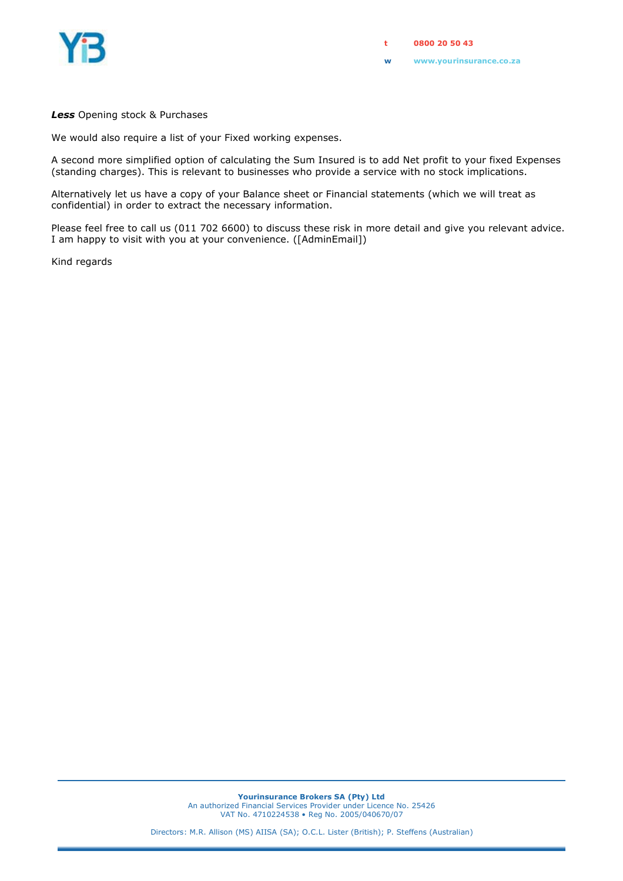***Less*** Opening stock & Purchases

We would also require a list of your Fixed working expenses.

A second more simplified option of calculating the Sum Insured is to add Net profit to your fixed Expenses (standing charges). This is relevant to businesses who provide a service with no stock implications.

Alternatively let us have a copy of your Balance sheet or Financial statements (which we will treat as confidential) in order to extract the necessary information.

Please feel free to call us (011 702 6600) to discuss these risk in more detail and give you relevant advice. I am happy to visit with you at your convenience. ([AdminEmail])

Kind regards